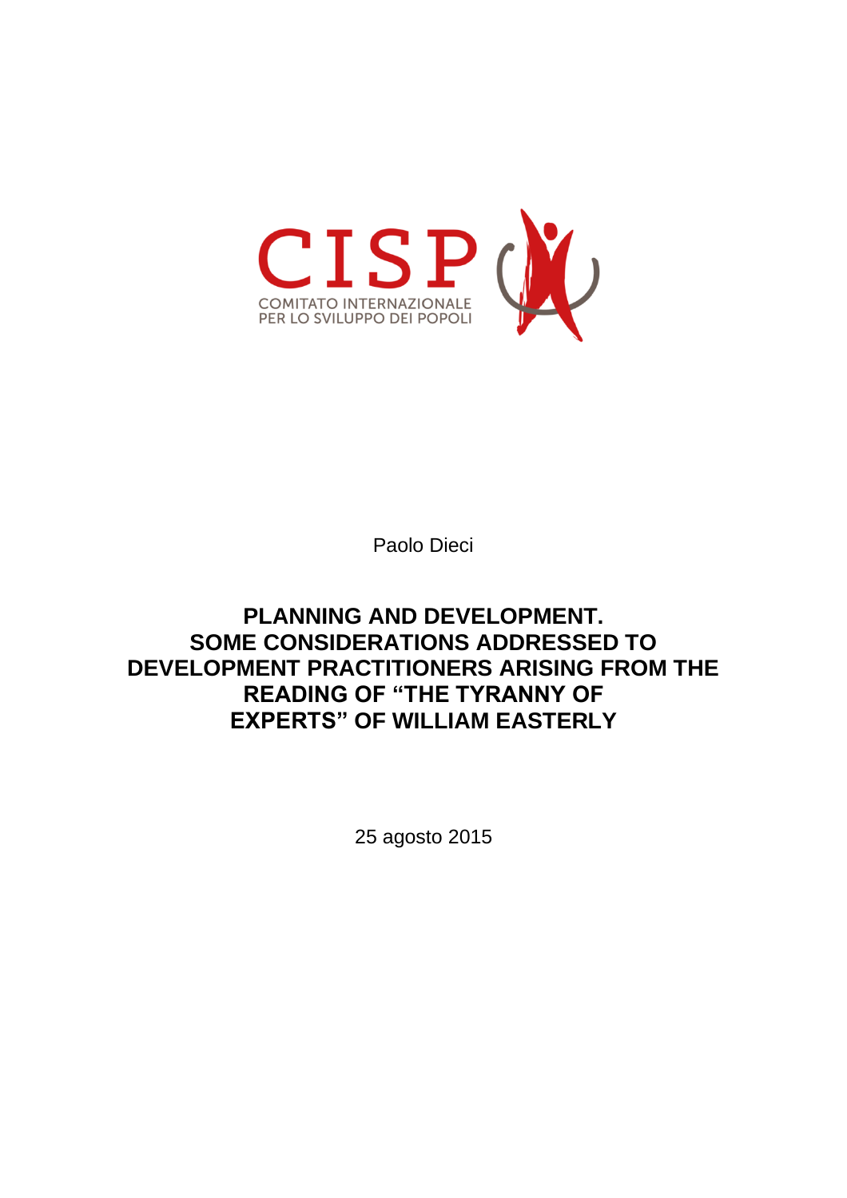CISP

COMITATO INTERNAZIONALE
PER LO SVILUPPO DEI POPOLI

Paolo Dieci

# PLANNING AND DEVELOPMENT. SOME CONSIDERATIONS ADDRESSED TO DEVELOPMENT PRACTITIONERS ARISING FROM THE READING OF "THE TYRANNY OF EXPERTS" OF WILLIAM EASTERLY

25 agosto 2015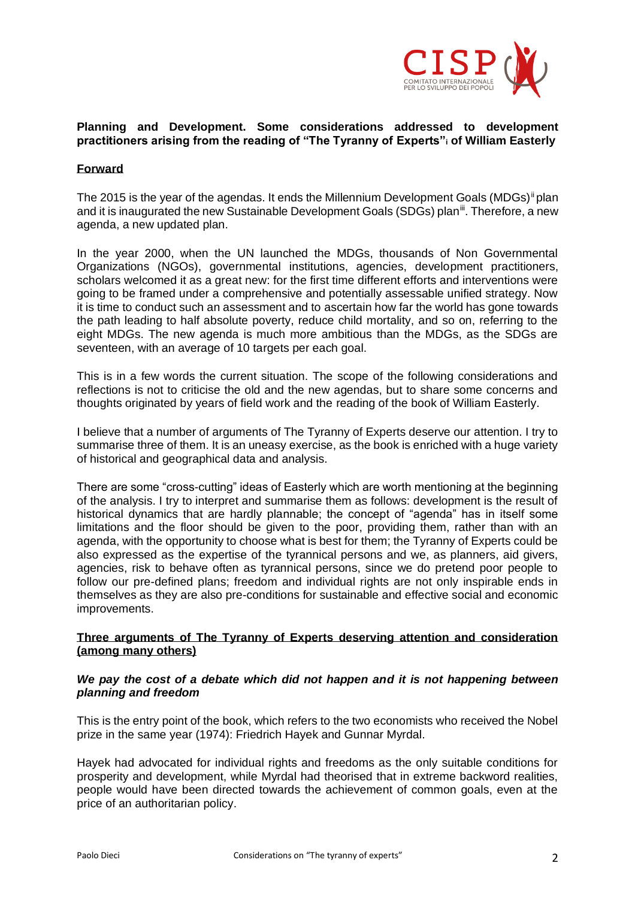**Planning and Development. Some considerations addressed to development practitioners arising from the reading of "The Tyranny of Experts"[i] of William Easterly**

**Forward**

The 2015 is the year of the agendas. It ends the Millennium Development Goals (MDGs)[ii] plan and it is inaugurated the new Sustainable Development Goals (SDGs) plan[iii]. Therefore, a new agenda, a new updated plan.

In the year 2000, when the UN launched the MDGs, thousands of Non Governmental Organizations (NGOs), governmental institutions, agencies, development practitioners, scholars welcomed it as a great new: for the first time different efforts and interventions were going to be framed under a comprehensive and potentially assessable unified strategy. Now it is time to conduct such an assessment and to ascertain how far the world has gone towards the path leading to half absolute poverty, reduce child mortality, and so on, referring to the eight MDGs. The new agenda is much more ambitious than the MDGs, as the SDGs are seventeen, with an average of 10 targets per each goal.

This is in a few words the current situation. The scope of the following considerations and reflections is not to criticise the old and the new agendas, but to share some concerns and thoughts originated by years of field work and the reading of the book of William Easterly.

I believe that a number of arguments of The Tyranny of Experts deserve our attention. I try to summarise three of them. It is an uneasy exercise, as the book is enriched with a huge variety of historical and geographical data and analysis.

There are some "cross-cutting" ideas of Easterly which are worth mentioning at the beginning of the analysis. I try to interpret and summarise them as follows: development is the result of historical dynamics that are hardly plannable; the concept of "agenda" has in itself some limitations and the floor should be given to the poor, providing them, rather than with an agenda, with the opportunity to choose what is best for them; the Tyranny of Experts could be also expressed as the expertise of the tyrannical persons and we, as planners, aid givers, agencies, risk to behave often as tyrannical persons, since we do pretend poor people to follow our pre-defined plans; freedom and individual rights are not only inspirable ends in themselves as they are also pre-conditions for sustainable and effective social and economic improvements.

**Three arguments of The Tyranny of Experts deserving attention and consideration (among many others)**

***We pay the cost of a debate which did not happen and it is not happening between planning and freedom***

This is the entry point of the book, which refers to the two economists who received the Nobel prize in the same year (1974): Friedrich Hayek and Gunnar Myrdal.

Hayek had advocated for individual rights and freedoms as the only suitable conditions for prosperity and development, while Myrdal had theorised that in extreme backword realities, people would have been directed towards the achievement of common goals, even at the price of an authoritarian policy.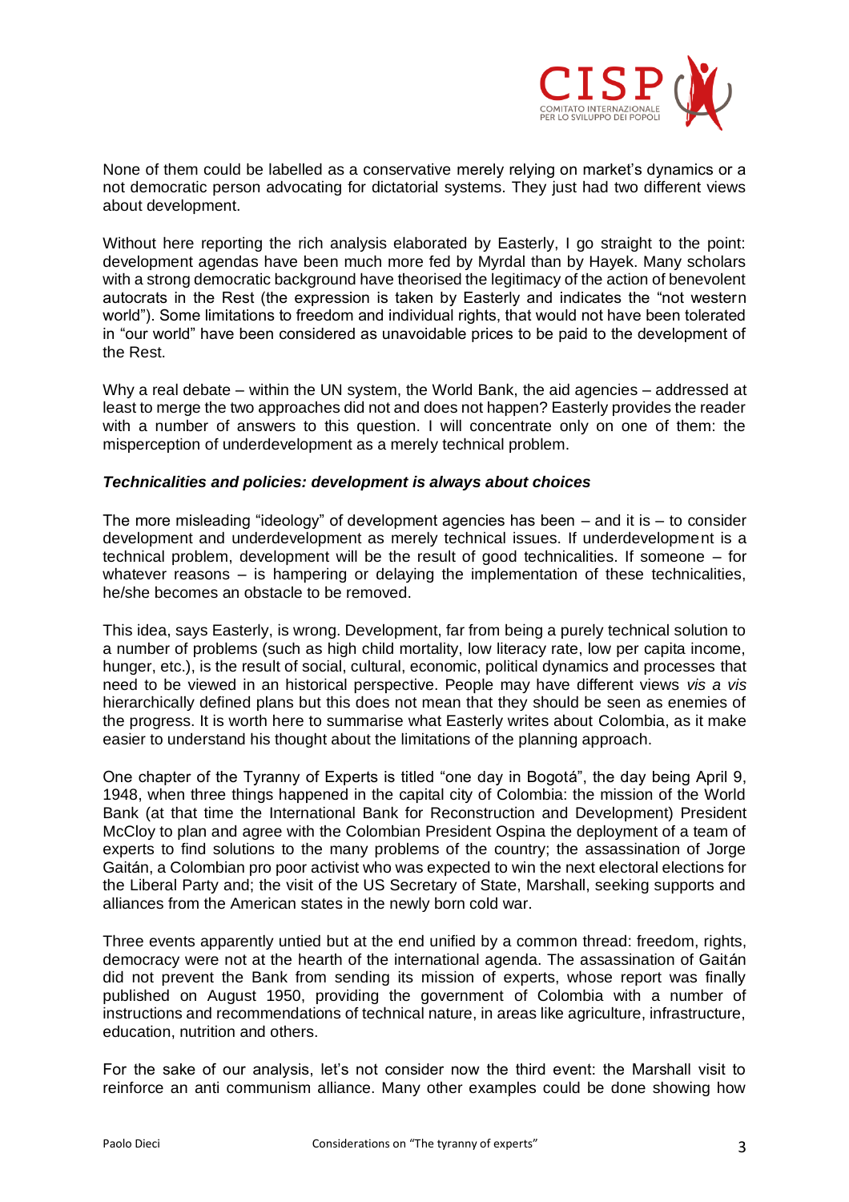None of them could be labelled as a conservative merely relying on market's dynamics or a not democratic person advocating for dictatorial systems. They just had two different views about development.

Without here reporting the rich analysis elaborated by Easterly, I go straight to the point: development agendas have been much more fed by Myrdal than by Hayek. Many scholars with a strong democratic background have theorised the legitimacy of the action of benevolent autocrats in the Rest (the expression is taken by Easterly and indicates the "not western world"). Some limitations to freedom and individual rights, that would not have been tolerated in "our world" have been considered as unavoidable prices to be paid to the development of the Rest.

Why a real debate – within the UN system, the World Bank, the aid agencies – addressed at least to merge the two approaches did not and does not happen? Easterly provides the reader with a number of answers to this question. I will concentrate only on one of them: the misperception of underdevelopment as a merely technical problem.

### *Technicalities and policies: development is always about choices*

The more misleading "ideology" of development agencies has been – and it is – to consider development and underdevelopment as merely technical issues. If underdevelopment is a technical problem, development will be the result of good technicalities. If someone – for whatever reasons – is hampering or delaying the implementation of these technicalities, he/she becomes an obstacle to be removed.

This idea, says Easterly, is wrong. Development, far from being a purely technical solution to a number of problems (such as high child mortality, low literacy rate, low per capita income, hunger, etc.), is the result of social, cultural, economic, political dynamics and processes that need to be viewed in an historical perspective. People may have different views *vis a vis* hierarchically defined plans but this does not mean that they should be seen as enemies of the progress. It is worth here to summarise what Easterly writes about Colombia, as it make easier to understand his thought about the limitations of the planning approach.

One chapter of the Tyranny of Experts is titled "one day in Bogotá", the day being April 9, 1948, when three things happened in the capital city of Colombia: the mission of the World Bank (at that time the International Bank for Reconstruction and Development) President McCloy to plan and agree with the Colombian President Ospina the deployment of a team of experts to find solutions to the many problems of the country; the assassination of Jorge Gaitán, a Colombian pro poor activist who was expected to win the next electoral elections for the Liberal Party and; the visit of the US Secretary of State, Marshall, seeking supports and alliances from the American states in the newly born cold war.

Three events apparently untied but at the end unified by a common thread: freedom, rights, democracy were not at the hearth of the international agenda. The assassination of Gaitán did not prevent the Bank from sending its mission of experts, whose report was finally published on August 1950, providing the government of Colombia with a number of instructions and recommendations of technical nature, in areas like agriculture, infrastructure, education, nutrition and others.

For the sake of our analysis, let's not consider now the third event: the Marshall visit to reinforce an anti communism alliance. Many other examples could be done showing how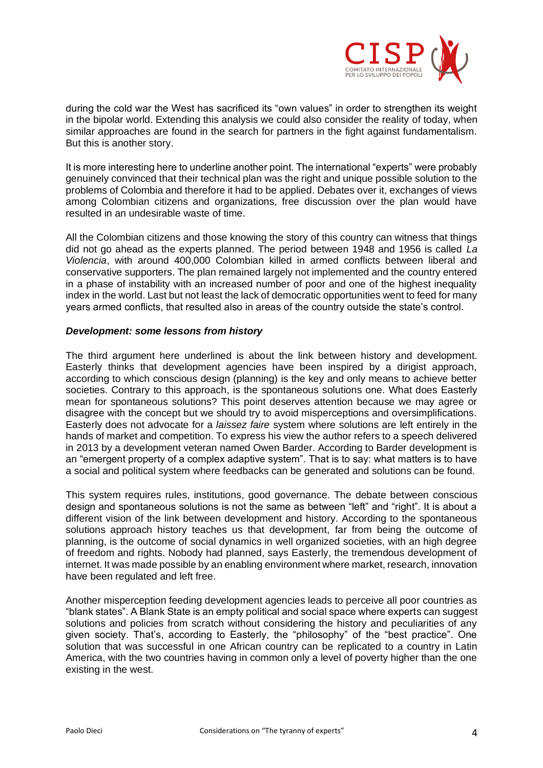during the cold war the West has sacrificed its "own values" in order to strengthen its weight in the bipolar world. Extending this analysis we could also consider the reality of today, when similar approaches are found in the search for partners in the fight against fundamentalism. But this is another story.

It is more interesting here to underline another point. The international "experts" were probably genuinely convinced that their technical plan was the right and unique possible solution to the problems of Colombia and therefore it had to be applied. Debates over it, exchanges of views among Colombian citizens and organizations, free discussion over the plan would have resulted in an undesirable waste of time.

All the Colombian citizens and those knowing the story of this country can witness that things did not go ahead as the experts planned. The period between 1948 and 1956 is called *La Violencia*, with around 400,000 Colombian killed in armed conflicts between liberal and conservative supporters. The plan remained largely not implemented and the country entered in a phase of instability with an increased number of poor and one of the highest inequality index in the world. Last but not least the lack of democratic opportunities went to feed for many years armed conflicts, that resulted also in areas of the country outside the state's control.

***Development: some lessons from history***

The third argument here underlined is about the link between history and development. Easterly thinks that development agencies have been inspired by a dirigist approach, according to which conscious design (planning) is the key and only means to achieve better societies. Contrary to this approach, is the spontaneous solutions one. What does Easterly mean for spontaneous solutions? This point deserves attention because we may agree or disagree with the concept but we should try to avoid misperceptions and oversimplifications. Easterly does not advocate for a *laissez faire* system where solutions are left entirely in the hands of market and competition. To express his view the author refers to a speech delivered in 2013 by a development veteran named Owen Barder. According to Barder development is an "emergent property of a complex adaptive system". That is to say: what matters is to have a social and political system where feedbacks can be generated and solutions can be found.

This system requires rules, institutions, good governance. The debate between conscious design and spontaneous solutions is not the same as between "left" and "right". It is about a different vision of the link between development and history. According to the spontaneous solutions approach history teaches us that development, far from being the outcome of planning, is the outcome of social dynamics in well organized societies, with an high degree of freedom and rights. Nobody had planned, says Easterly, the tremendous development of internet. It was made possible by an enabling environment where market, research, innovation have been regulated and left free.

Another misperception feeding development agencies leads to perceive all poor countries as "blank states". A Blank State is an empty political and social space where experts can suggest solutions and policies from scratch without considering the history and peculiarities of any given society. That's, according to Easterly, the "philosophy" of the "best practice". One solution that was successful in one African country can be replicated to a country in Latin America, with the two countries having in common only a level of poverty higher than the one existing in the west.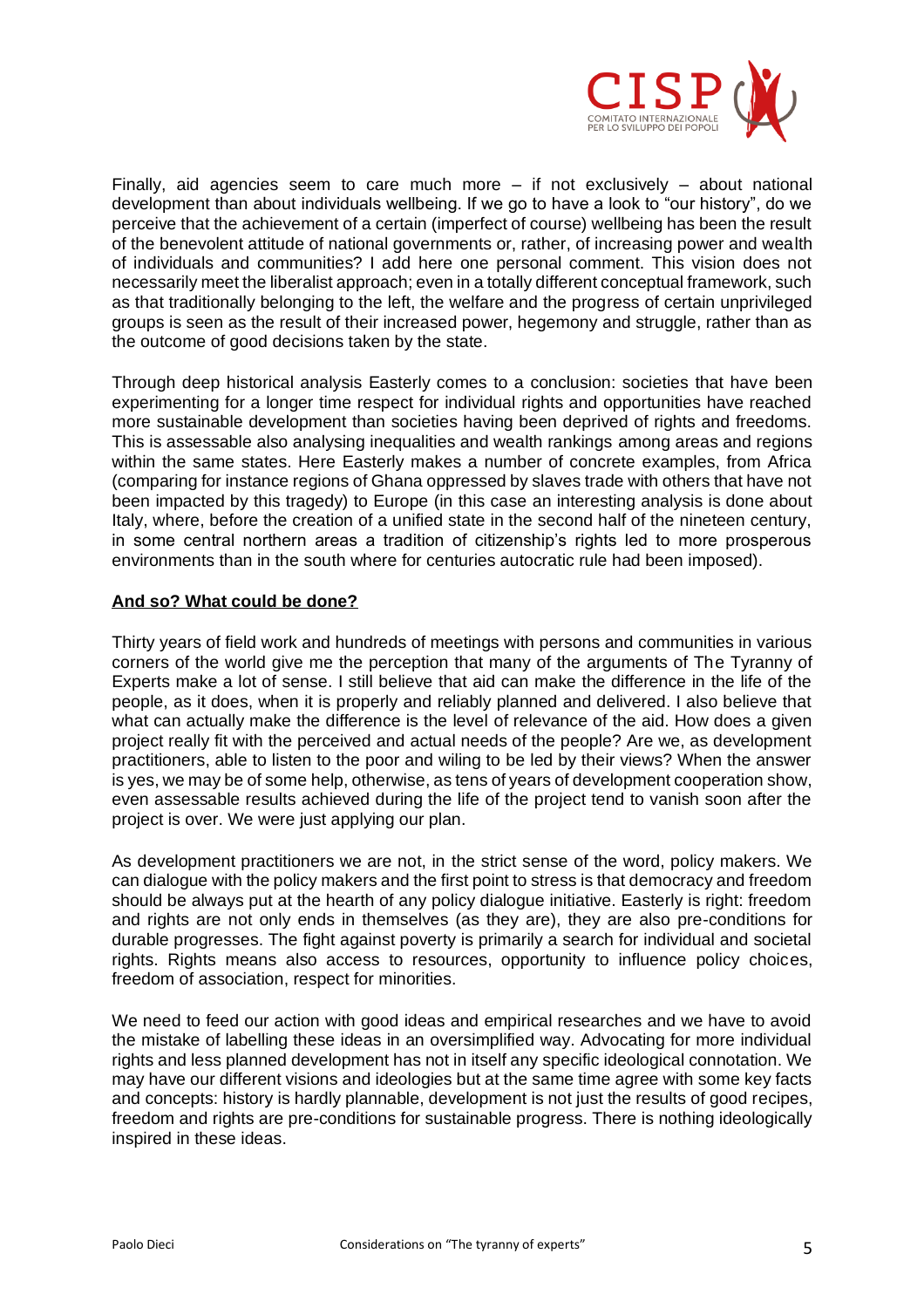Finally, aid agencies seem to care much more – if not exclusively – about national development than about individuals wellbeing. If we go to have a look to "our history", do we perceive that the achievement of a certain (imperfect of course) wellbeing has been the result of the benevolent attitude of national governments or, rather, of increasing power and wealth of individuals and communities? I add here one personal comment. This vision does not necessarily meet the liberalist approach; even in a totally different conceptual framework, such as that traditionally belonging to the left, the welfare and the progress of certain unprivileged groups is seen as the result of their increased power, hegemony and struggle, rather than as the outcome of good decisions taken by the state.

Through deep historical analysis Easterly comes to a conclusion: societies that have been experimenting for a longer time respect for individual rights and opportunities have reached more sustainable development than societies having been deprived of rights and freedoms. This is assessable also analysing inequalities and wealth rankings among areas and regions within the same states. Here Easterly makes a number of concrete examples, from Africa (comparing for instance regions of Ghana oppressed by slaves trade with others that have not been impacted by this tragedy) to Europe (in this case an interesting analysis is done about Italy, where, before the creation of a unified state in the second half of the nineteen century, in some central northern areas a tradition of citizenship's rights led to more prosperous environments than in the south where for centuries autocratic rule had been imposed).

## **And so? What could be done?**

Thirty years of field work and hundreds of meetings with persons and communities in various corners of the world give me the perception that many of the arguments of The Tyranny of Experts make a lot of sense. I still believe that aid can make the difference in the life of the people, as it does, when it is properly and reliably planned and delivered. I also believe that what can actually make the difference is the level of relevance of the aid. How does a given project really fit with the perceived and actual needs of the people? Are we, as development practitioners, able to listen to the poor and wiling to be led by their views? When the answer is yes, we may be of some help, otherwise, as tens of years of development cooperation show, even assessable results achieved during the life of the project tend to vanish soon after the project is over. We were just applying our plan.

As development practitioners we are not, in the strict sense of the word, policy makers. We can dialogue with the policy makers and the first point to stress is that democracy and freedom should be always put at the hearth of any policy dialogue initiative. Easterly is right: freedom and rights are not only ends in themselves (as they are), they are also pre-conditions for durable progresses. The fight against poverty is primarily a search for individual and societal rights. Rights means also access to resources, opportunity to influence policy choices, freedom of association, respect for minorities.

We need to feed our action with good ideas and empirical researches and we have to avoid the mistake of labelling these ideas in an oversimplified way. Advocating for more individual rights and less planned development has not in itself any specific ideological connotation. We may have our different visions and ideologies but at the same time agree with some key facts and concepts: history is hardly plannable, development is not just the results of good recipes, freedom and rights are pre-conditions for sustainable progress. There is nothing ideologically inspired in these ideas.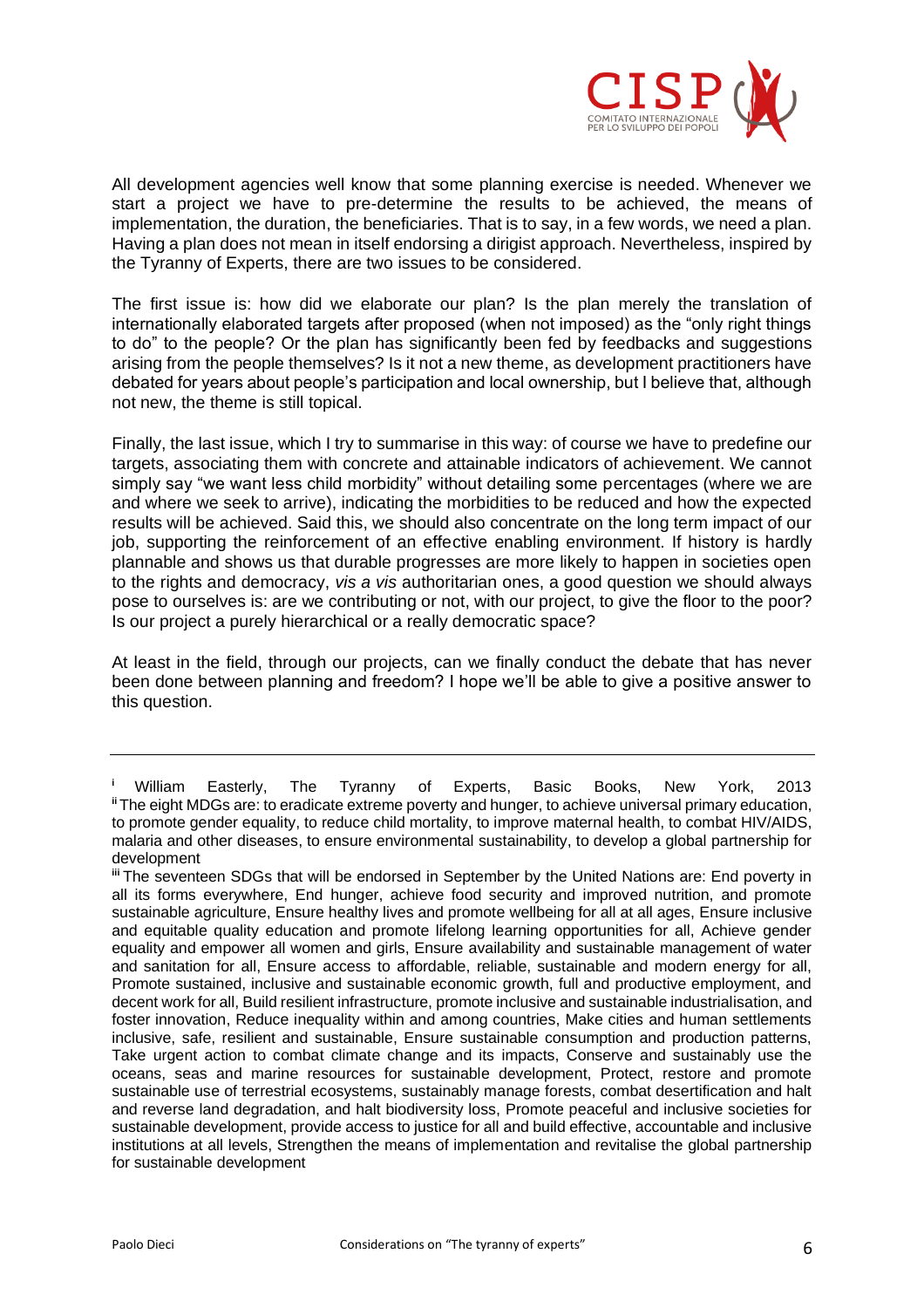All development agencies well know that some planning exercise is needed. Whenever we start a project we have to pre-determine the results to be achieved, the means of implementation, the duration, the beneficiaries. That is to say, in a few words, we need a plan. Having a plan does not mean in itself endorsing a dirigist approach. Nevertheless, inspired by the Tyranny of Experts, there are two issues to be considered.

The first issue is: how did we elaborate our plan? Is the plan merely the translation of internationally elaborated targets after proposed (when not imposed) as the "only right things to do" to the people? Or the plan has significantly been fed by feedbacks and suggestions arising from the people themselves? Is it not a new theme, as development practitioners have debated for years about people's participation and local ownership, but I believe that, although not new, the theme is still topical.

Finally, the last issue, which I try to summarise in this way: of course we have to predefine our targets, associating them with concrete and attainable indicators of achievement. We cannot simply say "we want less child morbidity" without detailing some percentages (where we are and where we seek to arrive), indicating the morbidities to be reduced and how the expected results will be achieved. Said this, we should also concentrate on the long term impact of our job, supporting the reinforcement of an effective enabling environment. If history is hardly plannable and shows us that durable progresses are more likely to happen in societies open to the rights and democracy, *vis a vis* authoritarian ones, a good question we should always pose to ourselves is: are we contributing or not, with our project, to give the floor to the poor? Is our project a purely hierarchical or a really democratic space?

At least in the field, through our projects, can we finally conduct the debate that has never been done between planning and freedom? I hope we'll be able to give a positive answer to this question.

---

[i] William Easterly, The Tyranny of Experts, Basic Books, New York, 2013

[ii] The eight MDGs are: to eradicate extreme poverty and hunger, to achieve universal primary education, to promote gender equality, to reduce child mortality, to improve maternal health, to combat HIV/AIDS, malaria and other diseases, to ensure environmental sustainability, to develop a global partnership for development

[iii] The seventeen SDGs that will be endorsed in September by the United Nations are: End poverty in all its forms everywhere, End hunger, achieve food security and improved nutrition, and promote sustainable agriculture, Ensure healthy lives and promote wellbeing for all at all ages, Ensure inclusive and equitable quality education and promote lifelong learning opportunities for all, Achieve gender equality and empower all women and girls, Ensure availability and sustainable management of water and sanitation for all, Ensure access to affordable, reliable, sustainable and modern energy for all, Promote sustained, inclusive and sustainable economic growth, full and productive employment, and decent work for all, Build resilient infrastructure, promote inclusive and sustainable industrialisation, and foster innovation, Reduce inequality within and among countries, Make cities and human settlements inclusive, safe, resilient and sustainable, Ensure sustainable consumption and production patterns, Take urgent action to combat climate change and its impacts, Conserve and sustainably use the oceans, seas and marine resources for sustainable development, Protect, restore and promote sustainable use of terrestrial ecosystems, sustainably manage forests, combat desertification and halt and reverse land degradation, and halt biodiversity loss, Promote peaceful and inclusive societies for sustainable development, provide access to justice for all and build effective, accountable and inclusive institutions at all levels, Strengthen the means of implementation and revitalise the global partnership for sustainable development